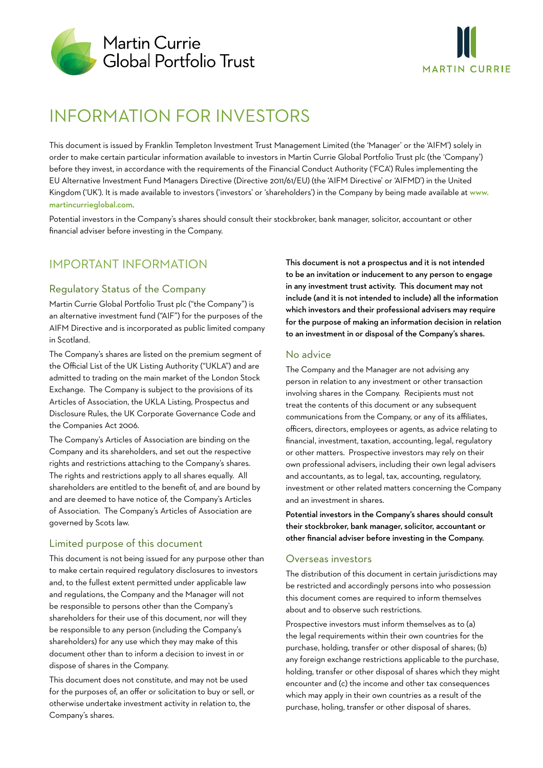Martin Currie
Global Portfolio Trust

MARTIN CURRIE

# INFORMATION FOR INVESTORS

This document is issued by Franklin Templeton Investment Trust Management Limited (the 'Manager' or the 'AIFM') solely in order to make certain particular information available to investors in Martin Currie Global Portfolio Trust plc (the 'Company') before they invest, in accordance with the requirements of the Financial Conduct Authority ('FCA') Rules implementing the EU Alternative Investment Fund Managers Directive (Directive 2011/61/EU) (the 'AIFM Directive' or 'AIFMD') in the United Kingdom ('UK'). It is made available to investors ('investors' or 'shareholders') in the Company by being made available at www.martincurrieglobal.com.

Potential investors in the Company's shares should consult their stockbroker, bank manager, solicitor, accountant or other financial adviser before investing in the Company.

## IMPORTANT INFORMATION

### Regulatory Status of the Company

Martin Currie Global Portfolio Trust plc ("the Company") is an alternative investment fund ("AIF") for the purposes of the AIFM Directive and is incorporated as public limited company in Scotland.

The Company's shares are listed on the premium segment of the Official List of the UK Listing Authority ("UKLA") and are admitted to trading on the main market of the London Stock Exchange. The Company is subject to the provisions of its Articles of Association, the UKLA Listing, Prospectus and Disclosure Rules, the UK Corporate Governance Code and the Companies Act 2006.

The Company's Articles of Association are binding on the Company and its shareholders, and set out the respective rights and restrictions attaching to the Company's shares. The rights and restrictions apply to all shares equally. All shareholders are entitled to the benefit of, and are bound by and are deemed to have notice of, the Company's Articles of Association. The Company's Articles of Association are governed by Scots law.

### Limited purpose of this document

This document is not being issued for any purpose other than to make certain required regulatory disclosures to investors and, to the fullest extent permitted under applicable law and regulations, the Company and the Manager will not be responsible to persons other than the Company's shareholders for their use of this document, nor will they be responsible to any person (including the Company's shareholders) for any use which they may make of this document other than to inform a decision to invest in or dispose of shares in the Company.

This document does not constitute, and may not be used for the purposes of, an offer or solicitation to buy or sell, or otherwise undertake investment activity in relation to, the Company's shares.

**This document is not a prospectus and it is not intended to be an invitation or inducement to any person to engage in any investment trust activity. This document may not include (and it is not intended to include) all the information which investors and their professional advisers may require for the purpose of making an information decision in relation to an investment in or disposal of the Company's shares.**

### No advice

The Company and the Manager are not advising any person in relation to any investment or other transaction involving shares in the Company. Recipients must not treat the contents of this document or any subsequent communications from the Company, or any of its affiliates, officers, directors, employees or agents, as advice relating to financial, investment, taxation, accounting, legal, regulatory or other matters. Prospective investors may rely on their own professional advisers, including their own legal advisers and accountants, as to legal, tax, accounting, regulatory, investment or other related matters concerning the Company and an investment in shares.

**Potential investors in the Company's shares should consult their stockbroker, bank manager, solicitor, accountant or other financial adviser before investing in the Company.**

### Overseas investors

The distribution of this document in certain jurisdictions may be restricted and accordingly persons into who possession this document comes are required to inform themselves about and to observe such restrictions.

Prospective investors must inform themselves as to (a) the legal requirements within their own countries for the purchase, holding, transfer or other disposal of shares; (b) any foreign exchange restrictions applicable to the purchase, holding, transfer or other disposal of shares which they might encounter and (c) the income and other tax consequences which may apply in their own countries as a result of the purchase, holing, transfer or other disposal of shares.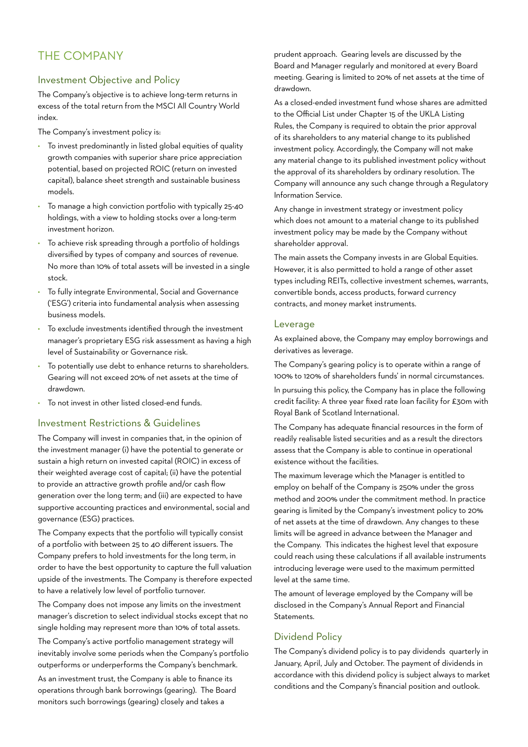# THE COMPANY

## Investment Objective and Policy

The Company's objective is to achieve long-term returns in excess of the total return from the MSCI All Country World index.

The Company's investment policy is:

- To invest predominantly in listed global equities of quality growth companies with superior share price appreciation potential, based on projected ROIC (return on invested capital), balance sheet strength and sustainable business models.
- To manage a high conviction portfolio with typically 25-40 holdings, with a view to holding stocks over a long-term investment horizon.
- To achieve risk spreading through a portfolio of holdings diversified by types of company and sources of revenue. No more than 10% of total assets will be invested in a single stock.
- To fully integrate Environmental, Social and Governance ('ESG') criteria into fundamental analysis when assessing business models.
- To exclude investments identified through the investment manager's proprietary ESG risk assessment as having a high level of Sustainability or Governance risk.
- To potentially use debt to enhance returns to shareholders. Gearing will not exceed 20% of net assets at the time of drawdown.
- To not invest in other listed closed-end funds.

## Investment Restrictions & Guidelines

The Company will invest in companies that, in the opinion of the investment manager (i) have the potential to generate or sustain a high return on invested capital (ROIC) in excess of their weighted average cost of capital; (ii) have the potential to provide an attractive growth profile and/or cash flow generation over the long term; and (iii) are expected to have supportive accounting practices and environmental, social and governance (ESG) practices.

The Company expects that the portfolio will typically consist of a portfolio with between 25 to 40 different issuers. The Company prefers to hold investments for the long term, in order to have the best opportunity to capture the full valuation upside of the investments. The Company is therefore expected to have a relatively low level of portfolio turnover.

The Company does not impose any limits on the investment manager's discretion to select individual stocks except that no single holding may represent more than 10% of total assets.

The Company's active portfolio management strategy will inevitably involve some periods when the Company's portfolio outperforms or underperforms the Company's benchmark.

As an investment trust, the Company is able to finance its operations through bank borrowings (gearing). The Board monitors such borrowings (gearing) closely and takes a prudent approach. Gearing levels are discussed by the Board and Manager regularly and monitored at every Board meeting. Gearing is limited to 20% of net assets at the time of drawdown.

As a closed-ended investment fund whose shares are admitted to the Official List under Chapter 15 of the UKLA Listing Rules, the Company is required to obtain the prior approval of its shareholders to any material change to its published investment policy. Accordingly, the Company will not make any material change to its published investment policy without the approval of its shareholders by ordinary resolution. The Company will announce any such change through a Regulatory Information Service.

Any change in investment strategy or investment policy which does not amount to a material change to its published investment policy may be made by the Company without shareholder approval.

The main assets the Company invests in are Global Equities. However, it is also permitted to hold a range of other asset types including REITs, collective investment schemes, warrants, convertible bonds, access products, forward currency contracts, and money market instruments.

## Leverage

As explained above, the Company may employ borrowings and derivatives as leverage.

The Company's gearing policy is to operate within a range of 100% to 120% of shareholders funds' in normal circumstances.

In pursuing this policy, the Company has in place the following credit facility: A three year fixed rate loan facility for £30m with Royal Bank of Scotland International.

The Company has adequate financial resources in the form of readily realisable listed securities and as a result the directors assess that the Company is able to continue in operational existence without the facilities.

The maximum leverage which the Manager is entitled to employ on behalf of the Company is 250% under the gross method and 200% under the commitment method. In practice gearing is limited by the Company's investment policy to 20% of net assets at the time of drawdown. Any changes to these limits will be agreed in advance between the Manager and the Company. This indicates the highest level that exposure could reach using these calculations if all available instruments introducing leverage were used to the maximum permitted level at the same time.

The amount of leverage employed by the Company will be disclosed in the Company's Annual Report and Financial Statements.

## Dividend Policy

The Company's dividend policy is to pay dividends quarterly in January, April, July and October. The payment of dividends in accordance with this dividend policy is subject always to market conditions and the Company's financial position and outlook.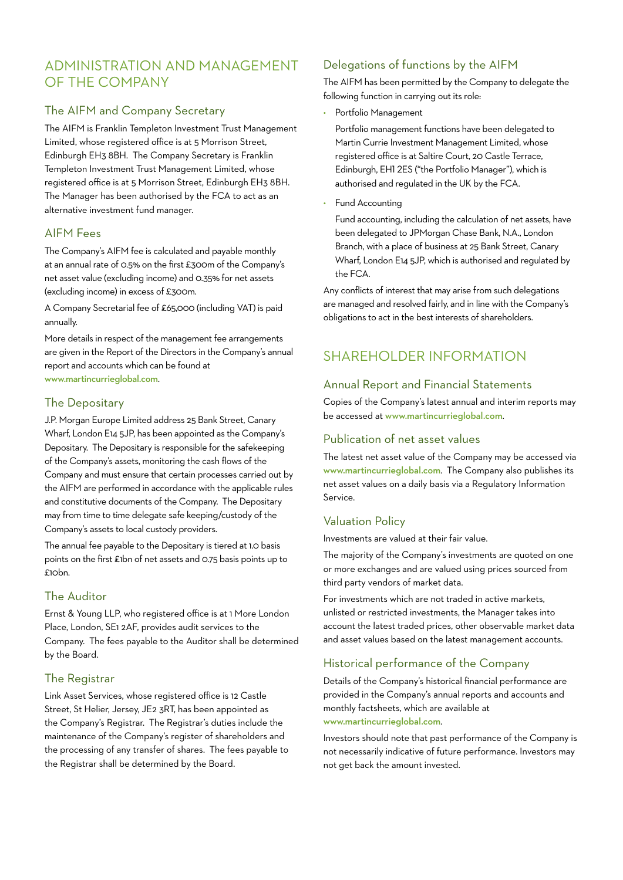## ADMINISTRATION AND MANAGEMENT OF THE COMPANY

### The AIFM and Company Secretary

The AIFM is Franklin Templeton Investment Trust Management Limited, whose registered office is at 5 Morrison Street, Edinburgh EH3 8BH. The Company Secretary is Franklin Templeton Investment Trust Management Limited, whose registered office is at 5 Morrison Street, Edinburgh EH3 8BH. The Manager has been authorised by the FCA to act as an alternative investment fund manager.

### AIFM Fees

The Company's AIFM fee is calculated and payable monthly at an annual rate of 0.5% on the first £300m of the Company's net asset value (excluding income) and 0.35% for net assets (excluding income) in excess of £300m.

A Company Secretarial fee of £65,000 (including VAT) is paid annually.

More details in respect of the management fee arrangements are given in the Report of the Directors in the Company's annual report and accounts which can be found at www.martincurrieglobal.com.

### The Depositary

J.P. Morgan Europe Limited address 25 Bank Street, Canary Wharf, London E14 5JP, has been appointed as the Company's Depositary. The Depositary is responsible for the safekeeping of the Company's assets, monitoring the cash flows of the Company and must ensure that certain processes carried out by the AIFM are performed in accordance with the applicable rules and constitutive documents of the Company. The Depositary may from time to time delegate safe keeping/custody of the Company's assets to local custody providers.

The annual fee payable to the Depositary is tiered at 1.0 basis points on the first £1bn of net assets and 0.75 basis points up to £10bn.

### The Auditor

Ernst & Young LLP, who registered office is at 1 More London Place, London, SE1 2AF, provides audit services to the Company. The fees payable to the Auditor shall be determined by the Board.

### The Registrar

Link Asset Services, whose registered office is 12 Castle Street, St Helier, Jersey, JE2 3RT, has been appointed as the Company's Registrar. The Registrar's duties include the maintenance of the Company's register of shareholders and the processing of any transfer of shares. The fees payable to the Registrar shall be determined by the Board.

### Delegations of functions by the AIFM

The AIFM has been permitted by the Company to delegate the following function in carrying out its role:

- Portfolio Management

  Portfolio management functions have been delegated to Martin Currie Investment Management Limited, whose registered office is at Saltire Court, 20 Castle Terrace, Edinburgh, EH1 2ES ("the Portfolio Manager"), which is authorised and regulated in the UK by the FCA.

- Fund Accounting

  Fund accounting, including the calculation of net assets, have been delegated to JPMorgan Chase Bank, N.A., London Branch, with a place of business at 25 Bank Street, Canary Wharf, London E14 5JP, which is authorised and regulated by the FCA.

Any conflicts of interest that may arise from such delegations are managed and resolved fairly, and in line with the Company's obligations to act in the best interests of shareholders.

## SHAREHOLDER INFORMATION

### Annual Report and Financial Statements

Copies of the Company's latest annual and interim reports may be accessed at www.martincurrieglobal.com.

### Publication of net asset values

The latest net asset value of the Company may be accessed via www.martincurrieglobal.com. The Company also publishes its net asset values on a daily basis via a Regulatory Information Service.

### Valuation Policy

Investments are valued at their fair value.

The majority of the Company's investments are quoted on one or more exchanges and are valued using prices sourced from third party vendors of market data.

For investments which are not traded in active markets, unlisted or restricted investments, the Manager takes into account the latest traded prices, other observable market data and asset values based on the latest management accounts.

### Historical performance of the Company

Details of the Company's historical financial performance are provided in the Company's annual reports and accounts and monthly factsheets, which are available at www.martincurrieglobal.com.

Investors should note that past performance of the Company is not necessarily indicative of future performance. Investors may not get back the amount invested.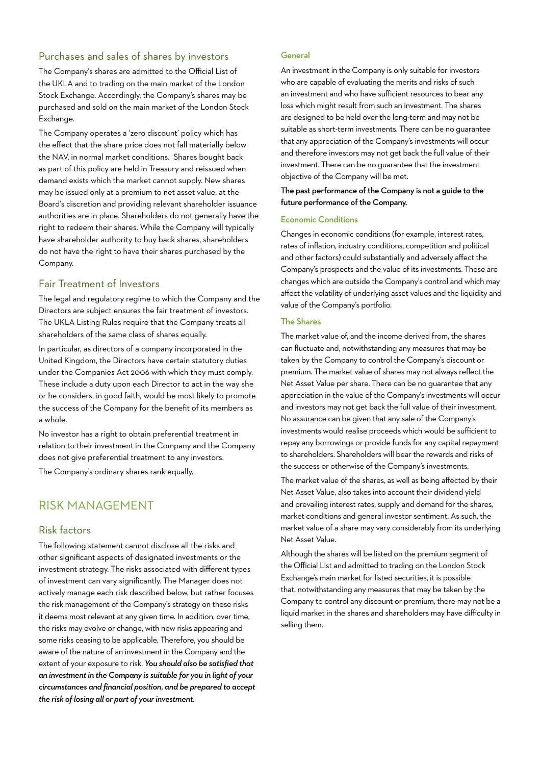## Purchases and sales of shares by investors

The Company's shares are admitted to the Official List of the UKLA and to trading on the main market of the London Stock Exchange. Accordingly, the Company's shares may be purchased and sold on the main market of the London Stock Exchange.

The Company operates a 'zero discount' policy which has the effect that the share price does not fall materially below the NAV, in normal market conditions. Shares bought back as part of this policy are held in Treasury and reissued when demand exists which the market cannot supply. New shares may be issued only at a premium to net asset value, at the Board's discretion and providing relevant shareholder issuance authorities are in place. Shareholders do not generally have the right to redeem their shares. While the Company will typically have shareholder authority to buy back shares, shareholders do not have the right to have their shares purchased by the Company.

## Fair Treatment of Investors

The legal and regulatory regime to which the Company and the Directors are subject ensures the fair treatment of investors. The UKLA Listing Rules require that the Company treats all shareholders of the same class of shares equally.

In particular, as directors of a company incorporated in the United Kingdom, the Directors have certain statutory duties under the Companies Act 2006 with which they must comply. These include a duty upon each Director to act in the way she or he considers, in good faith, would be most likely to promote the success of the Company for the benefit of its members as a whole.

No investor has a right to obtain preferential treatment in relation to their investment in the Company and the Company does not give preferential treatment to any investors.

The Company's ordinary shares rank equally.

# RISK MANAGEMENT

## Risk factors

The following statement cannot disclose all the risks and other significant aspects of designated investments or the investment strategy. The risks associated with different types of investment can vary significantly. The Manager does not actively manage each risk described below, but rather focuses the risk management of the Company's strategy on those risks it deems most relevant at any given time. In addition, over time, the risks may evolve or change, with new risks appearing and some risks ceasing to be applicable. Therefore, you should be aware of the nature of an investment in the Company and the extent of your exposure to risk. ***You should also be satisfied that an investment in the Company is suitable for you in light of your circumstances and financial position, and be prepared to accept the risk of losing all or part of your investment.***

### General

An investment in the Company is only suitable for investors who are capable of evaluating the merits and risks of such an investment and who have sufficient resources to bear any loss which might result from such an investment. The shares are designed to be held over the long-term and may not be suitable as short-term investments. There can be no guarantee that any appreciation of the Company's investments will occur and therefore investors may not get back the full value of their investment. There can be no guarantee that the investment objective of the Company will be met.

**The past performance of the Company is not a guide to the future performance of the Company.**

### Economic Conditions

Changes in economic conditions (for example, interest rates, rates of inflation, industry conditions, competition and political and other factors) could substantially and adversely affect the Company's prospects and the value of its investments. These are changes which are outside the Company's control and which may affect the volatility of underlying asset values and the liquidity and value of the Company's portfolio.

### The Shares

The market value of, and the income derived from, the shares can fluctuate and, notwithstanding any measures that may be taken by the Company to control the Company's discount or premium. The market value of shares may not always reflect the Net Asset Value per share. There can be no guarantee that any appreciation in the value of the Company's investments will occur and investors may not get back the full value of their investment. No assurance can be given that any sale of the Company's investments would realise proceeds which would be sufficient to repay any borrowings or provide funds for any capital repayment to shareholders. Shareholders will bear the rewards and risks of the success or otherwise of the Company's investments.

The market value of the shares, as well as being affected by their Net Asset Value, also takes into account their dividend yield and prevailing interest rates, supply and demand for the shares, market conditions and general investor sentiment. As such, the market value of a share may vary considerably from its underlying Net Asset Value.

Although the shares will be listed on the premium segment of the Official List and admitted to trading on the London Stock Exchange's main market for listed securities, it is possible that, notwithstanding any measures that may be taken by the Company to control any discount or premium, there may not be a liquid market in the shares and shareholders may have difficulty in selling them.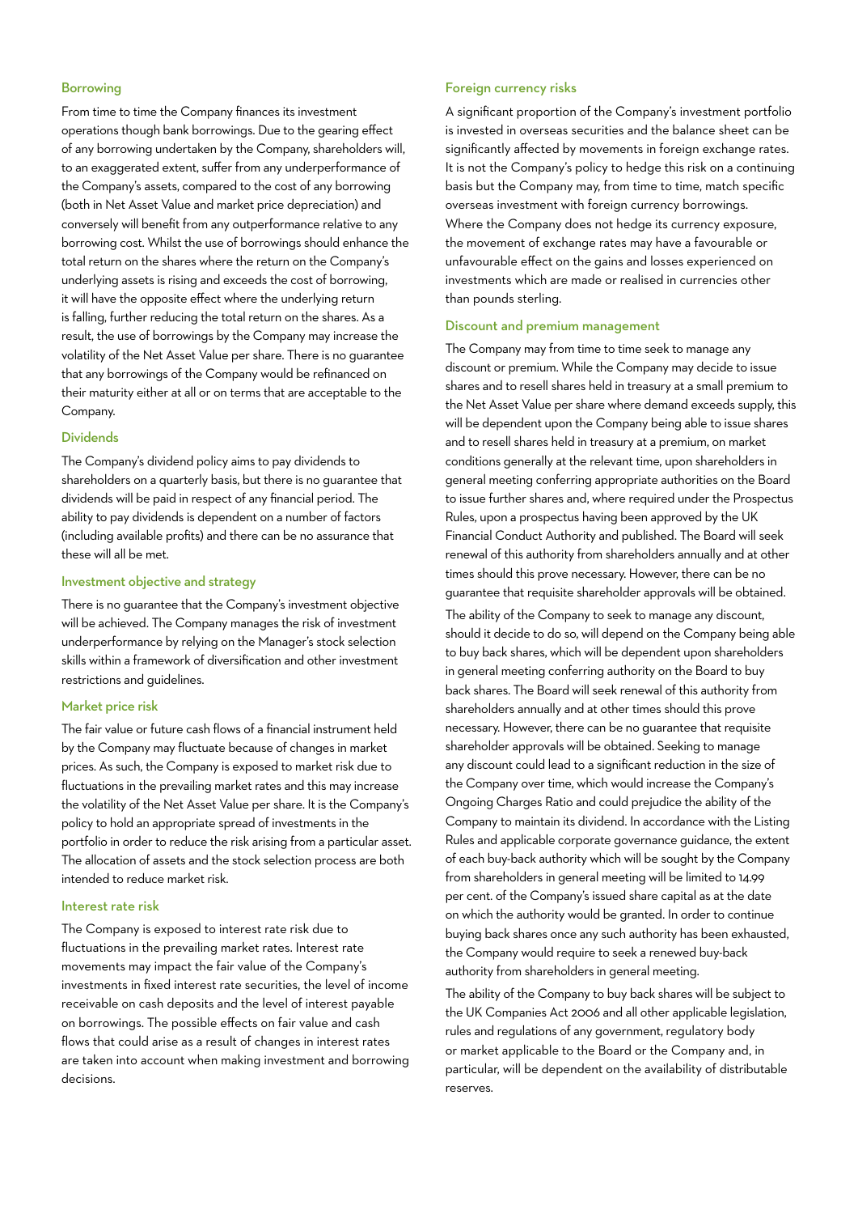### Borrowing

From time to time the Company finances its investment operations though bank borrowings. Due to the gearing effect of any borrowing undertaken by the Company, shareholders will, to an exaggerated extent, suffer from any underperformance of the Company's assets, compared to the cost of any borrowing (both in Net Asset Value and market price depreciation) and conversely will benefit from any outperformance relative to any borrowing cost. Whilst the use of borrowings should enhance the total return on the shares where the return on the Company's underlying assets is rising and exceeds the cost of borrowing, it will have the opposite effect where the underlying return is falling, further reducing the total return on the shares. As a result, the use of borrowings by the Company may increase the volatility of the Net Asset Value per share. There is no guarantee that any borrowings of the Company would be refinanced on their maturity either at all or on terms that are acceptable to the Company.

### Dividends

The Company's dividend policy aims to pay dividends to shareholders on a quarterly basis, but there is no guarantee that dividends will be paid in respect of any financial period. The ability to pay dividends is dependent on a number of factors (including available profits) and there can be no assurance that these will all be met.

### Investment objective and strategy

There is no guarantee that the Company's investment objective will be achieved. The Company manages the risk of investment underperformance by relying on the Manager's stock selection skills within a framework of diversification and other investment restrictions and guidelines.

### Market price risk

The fair value or future cash flows of a financial instrument held by the Company may fluctuate because of changes in market prices. As such, the Company is exposed to market risk due to fluctuations in the prevailing market rates and this may increase the volatility of the Net Asset Value per share. It is the Company's policy to hold an appropriate spread of investments in the portfolio in order to reduce the risk arising from a particular asset. The allocation of assets and the stock selection process are both intended to reduce market risk.

### Interest rate risk

The Company is exposed to interest rate risk due to fluctuations in the prevailing market rates. Interest rate movements may impact the fair value of the Company's investments in fixed interest rate securities, the level of income receivable on cash deposits and the level of interest payable on borrowings. The possible effects on fair value and cash flows that could arise as a result of changes in interest rates are taken into account when making investment and borrowing decisions.

### Foreign currency risks

A significant proportion of the Company's investment portfolio is invested in overseas securities and the balance sheet can be significantly affected by movements in foreign exchange rates. It is not the Company's policy to hedge this risk on a continuing basis but the Company may, from time to time, match specific overseas investment with foreign currency borrowings. Where the Company does not hedge its currency exposure, the movement of exchange rates may have a favourable or unfavourable effect on the gains and losses experienced on investments which are made or realised in currencies other than pounds sterling.

### Discount and premium management

The Company may from time to time seek to manage any discount or premium. While the Company may decide to issue shares and to resell shares held in treasury at a small premium to the Net Asset Value per share where demand exceeds supply, this will be dependent upon the Company being able to issue shares and to resell shares held in treasury at a premium, on market conditions generally at the relevant time, upon shareholders in general meeting conferring appropriate authorities on the Board to issue further shares and, where required under the Prospectus Rules, upon a prospectus having been approved by the UK Financial Conduct Authority and published. The Board will seek renewal of this authority from shareholders annually and at other times should this prove necessary. However, there can be no guarantee that requisite shareholder approvals will be obtained.

The ability of the Company to seek to manage any discount, should it decide to do so, will depend on the Company being able to buy back shares, which will be dependent upon shareholders in general meeting conferring authority on the Board to buy back shares. The Board will seek renewal of this authority from shareholders annually and at other times should this prove necessary. However, there can be no guarantee that requisite shareholder approvals will be obtained. Seeking to manage any discount could lead to a significant reduction in the size of the Company over time, which would increase the Company's Ongoing Charges Ratio and could prejudice the ability of the Company to maintain its dividend. In accordance with the Listing Rules and applicable corporate governance guidance, the extent of each buy-back authority which will be sought by the Company from shareholders in general meeting will be limited to 14.99 per cent. of the Company's issued share capital as at the date on which the authority would be granted. In order to continue buying back shares once any such authority has been exhausted, the Company would require to seek a renewed buy-back authority from shareholders in general meeting.

The ability of the Company to buy back shares will be subject to the UK Companies Act 2006 and all other applicable legislation, rules and regulations of any government, regulatory body or market applicable to the Board or the Company and, in particular, will be dependent on the availability of distributable reserves.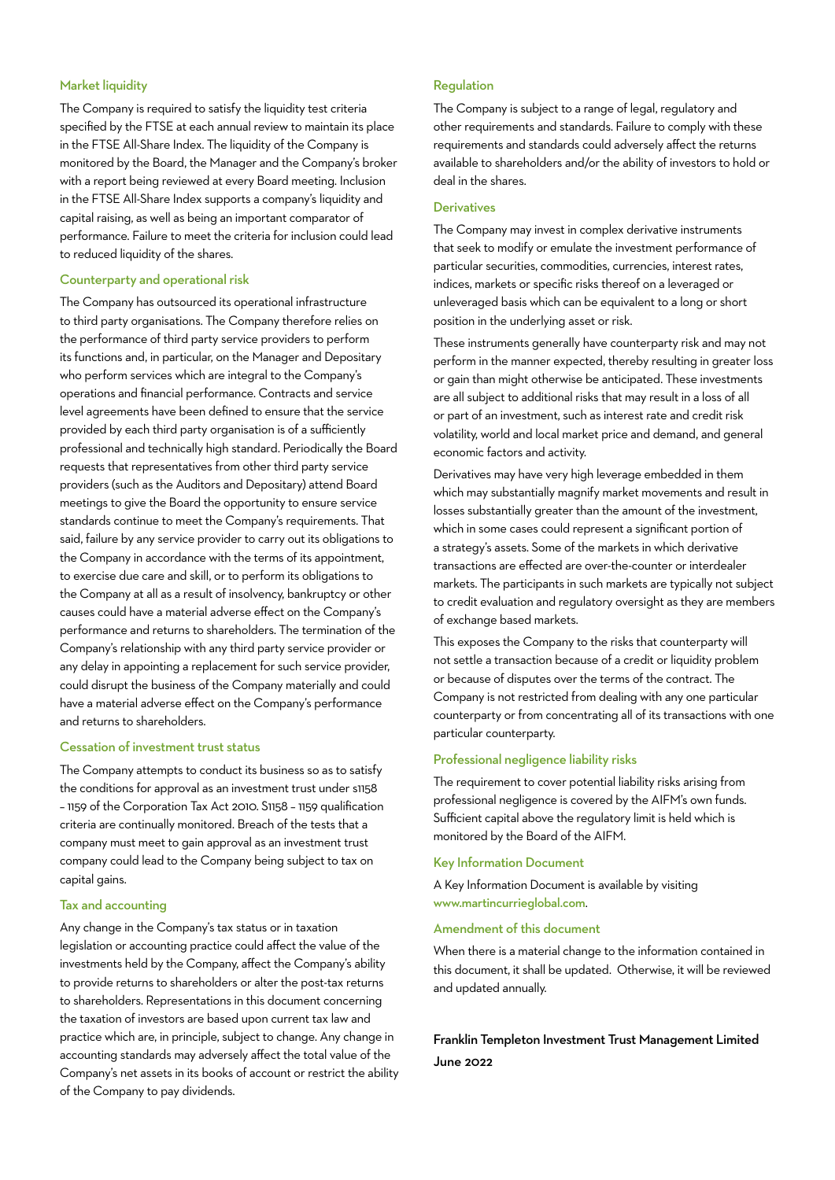### Market liquidity

The Company is required to satisfy the liquidity test criteria specified by the FTSE at each annual review to maintain its place in the FTSE All-Share Index. The liquidity of the Company is monitored by the Board, the Manager and the Company's broker with a report being reviewed at every Board meeting. Inclusion in the FTSE All-Share Index supports a company's liquidity and capital raising, as well as being an important comparator of performance. Failure to meet the criteria for inclusion could lead to reduced liquidity of the shares.

### Counterparty and operational risk

The Company has outsourced its operational infrastructure to third party organisations. The Company therefore relies on the performance of third party service providers to perform its functions and, in particular, on the Manager and Depositary who perform services which are integral to the Company's operations and financial performance. Contracts and service level agreements have been defined to ensure that the service provided by each third party organisation is of a sufficiently professional and technically high standard. Periodically the Board requests that representatives from other third party service providers (such as the Auditors and Depositary) attend Board meetings to give the Board the opportunity to ensure service standards continue to meet the Company's requirements. That said, failure by any service provider to carry out its obligations to the Company in accordance with the terms of its appointment, to exercise due care and skill, or to perform its obligations to the Company at all as a result of insolvency, bankruptcy or other causes could have a material adverse effect on the Company's performance and returns to shareholders. The termination of the Company's relationship with any third party service provider or any delay in appointing a replacement for such service provider, could disrupt the business of the Company materially and could have a material adverse effect on the Company's performance and returns to shareholders.

### Cessation of investment trust status

The Company attempts to conduct its business so as to satisfy the conditions for approval as an investment trust under s1158 – 1159 of the Corporation Tax Act 2010. S1158 – 1159 qualification criteria are continually monitored. Breach of the tests that a company must meet to gain approval as an investment trust company could lead to the Company being subject to tax on capital gains.

### Tax and accounting

Any change in the Company's tax status or in taxation legislation or accounting practice could affect the value of the investments held by the Company, affect the Company's ability to provide returns to shareholders or alter the post-tax returns to shareholders. Representations in this document concerning the taxation of investors are based upon current tax law and practice which are, in principle, subject to change. Any change in accounting standards may adversely affect the total value of the Company's net assets in its books of account or restrict the ability of the Company to pay dividends.

### Regulation

The Company is subject to a range of legal, regulatory and other requirements and standards. Failure to comply with these requirements and standards could adversely affect the returns available to shareholders and/or the ability of investors to hold or deal in the shares.

### Derivatives

The Company may invest in complex derivative instruments that seek to modify or emulate the investment performance of particular securities, commodities, currencies, interest rates, indices, markets or specific risks thereof on a leveraged or unleveraged basis which can be equivalent to a long or short position in the underlying asset or risk.

These instruments generally have counterparty risk and may not perform in the manner expected, thereby resulting in greater loss or gain than might otherwise be anticipated. These investments are all subject to additional risks that may result in a loss of all or part of an investment, such as interest rate and credit risk volatility, world and local market price and demand, and general economic factors and activity.

Derivatives may have very high leverage embedded in them which may substantially magnify market movements and result in losses substantially greater than the amount of the investment, which in some cases could represent a significant portion of a strategy's assets. Some of the markets in which derivative transactions are effected are over-the-counter or interdealer markets. The participants in such markets are typically not subject to credit evaluation and regulatory oversight as they are members of exchange based markets.

This exposes the Company to the risks that counterparty will not settle a transaction because of a credit or liquidity problem or because of disputes over the terms of the contract. The Company is not restricted from dealing with any one particular counterparty or from concentrating all of its transactions with one particular counterparty.

### Professional negligence liability risks

The requirement to cover potential liability risks arising from professional negligence is covered by the AIFM's own funds. Sufficient capital above the regulatory limit is held which is monitored by the Board of the AIFM.

### Key Information Document

A Key Information Document is available by visiting www.martincurrieglobal.com.

### Amendment of this document

When there is a material change to the information contained in this document, it shall be updated. Otherwise, it will be reviewed and updated annually.

**Franklin Templeton Investment Trust Management Limited**
**June 2022**